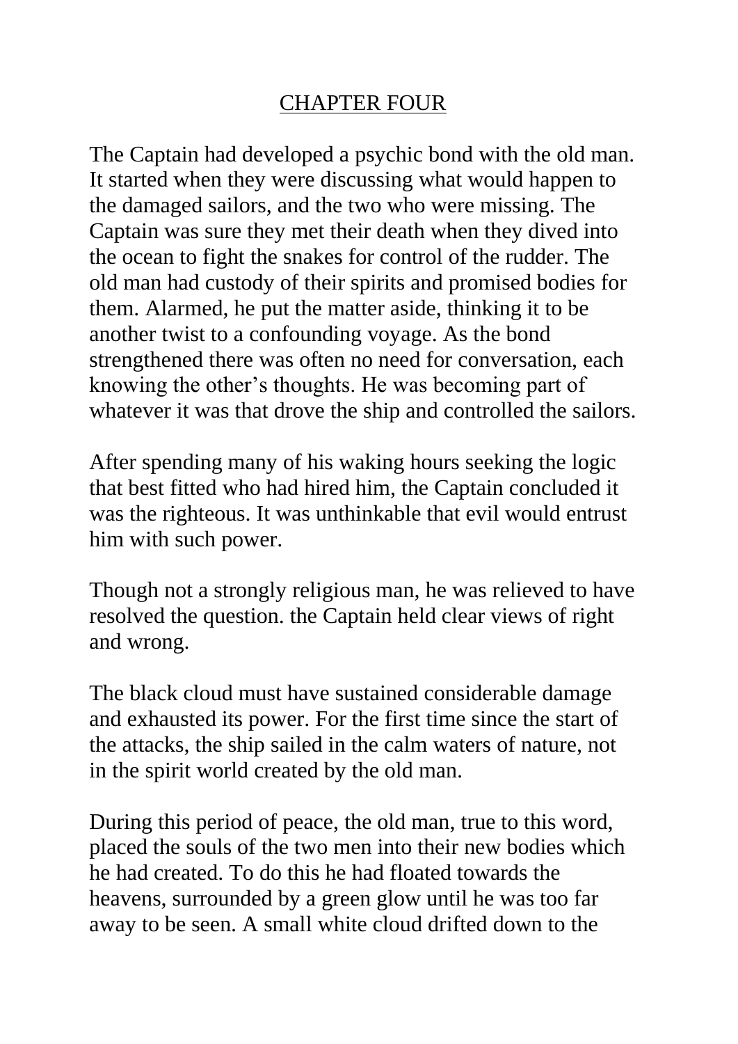# CHAPTER FOUR

The Captain had developed a psychic bond with the old man. It started when they were discussing what would happen to the damaged sailors, and the two who were missing. The Captain was sure they met their death when they dived into the ocean to fight the snakes for control of the rudder. The old man had custody of their spirits and promised bodies for them. Alarmed, he put the matter aside, thinking it to be another twist to a confounding voyage. As the bond strengthened there was often no need for conversation, each knowing the other's thoughts. He was becoming part of whatever it was that drove the ship and controlled the sailors.

After spending many of his waking hours seeking the logic that best fitted who had hired him, the Captain concluded it was the righteous. It was unthinkable that evil would entrust him with such power.

Though not a strongly religious man, he was relieved to have resolved the question. the Captain held clear views of right and wrong.

The black cloud must have sustained considerable damage and exhausted its power. For the first time since the start of the attacks, the ship sailed in the calm waters of nature, not in the spirit world created by the old man.

During this period of peace, the old man, true to this word, placed the souls of the two men into their new bodies which he had created. To do this he had floated towards the heavens, surrounded by a green glow until he was too far away to be seen. A small white cloud drifted down to the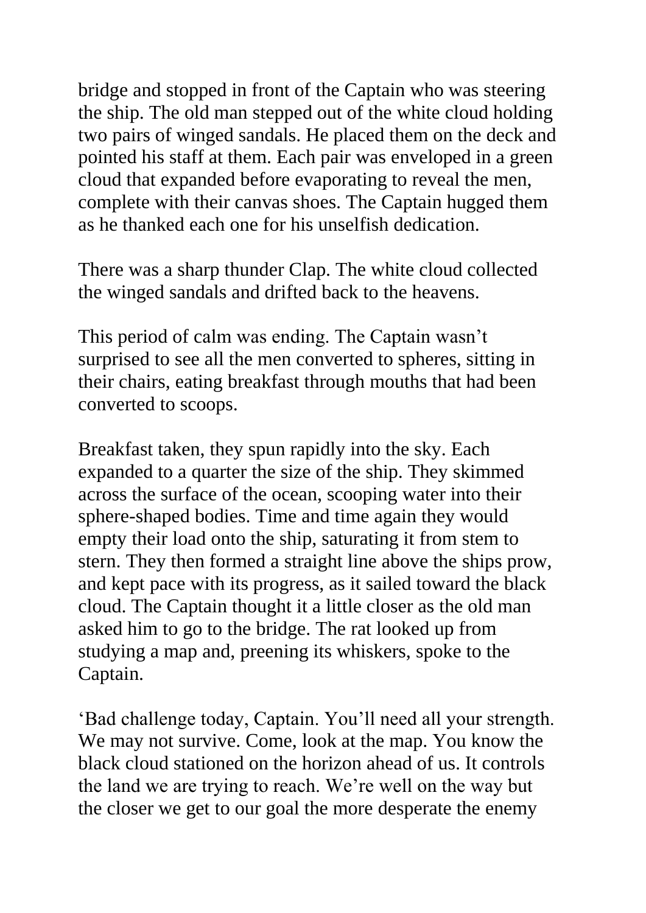bridge and stopped in front of the Captain who was steering the ship. The old man stepped out of the white cloud holding two pairs of winged sandals. He placed them on the deck and pointed his staff at them. Each pair was enveloped in a green cloud that expanded before evaporating to reveal the men, complete with their canvas shoes. The Captain hugged them as he thanked each one for his unselfish dedication.

There was a sharp thunder Clap. The white cloud collected the winged sandals and drifted back to the heavens.

This period of calm was ending. The Captain wasn't surprised to see all the men converted to spheres, sitting in their chairs, eating breakfast through mouths that had been converted to scoops.

Breakfast taken, they spun rapidly into the sky. Each expanded to a quarter the size of the ship. They skimmed across the surface of the ocean, scooping water into their sphere-shaped bodies. Time and time again they would empty their load onto the ship, saturating it from stem to stern. They then formed a straight line above the ships prow, and kept pace with its progress, as it sailed toward the black cloud. The Captain thought it a little closer as the old man asked him to go to the bridge. The rat looked up from studying a map and, preening its whiskers, spoke to the Captain.

'Bad challenge today, Captain. You'll need all your strength. We may not survive. Come, look at the map. You know the black cloud stationed on the horizon ahead of us. It controls the land we are trying to reach. We're well on the way but the closer we get to our goal the more desperate the enemy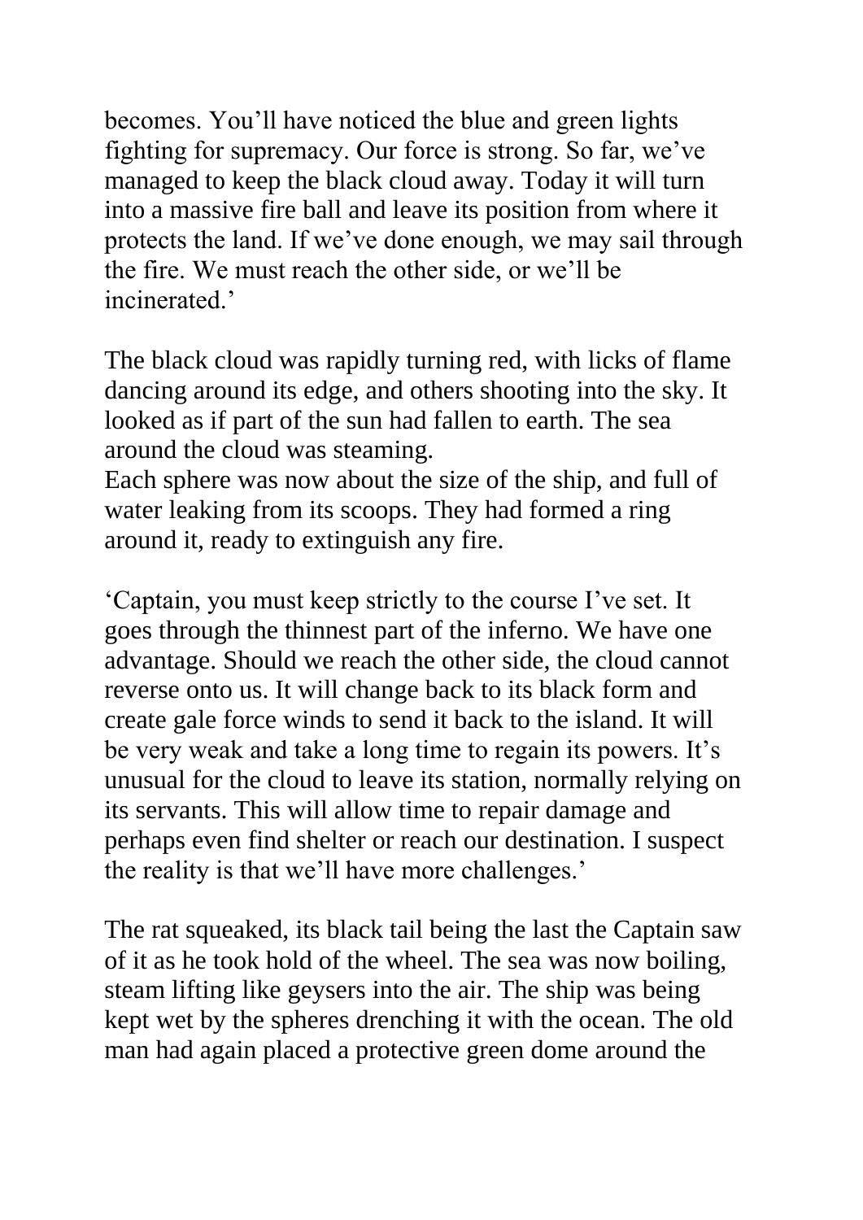becomes. You'll have noticed the blue and green lights fighting for supremacy. Our force is strong. So far, we've managed to keep the black cloud away. Today it will turn into a massive fire ball and leave its position from where it protects the land. If we've done enough, we may sail through the fire. We must reach the other side, or we'll be incinerated.'

The black cloud was rapidly turning red, with licks of flame dancing around its edge, and others shooting into the sky. It looked as if part of the sun had fallen to earth. The sea around the cloud was steaming.
Each sphere was now about the size of the ship, and full of water leaking from its scoops. They had formed a ring around it, ready to extinguish any fire.

'Captain, you must keep strictly to the course I've set. It goes through the thinnest part of the inferno. We have one advantage. Should we reach the other side, the cloud cannot reverse onto us. It will change back to its black form and create gale force winds to send it back to the island. It will be very weak and take a long time to regain its powers. It's unusual for the cloud to leave its station, normally relying on its servants. This will allow time to repair damage and perhaps even find shelter or reach our destination. I suspect the reality is that we'll have more challenges.'

The rat squeaked, its black tail being the last the Captain saw of it as he took hold of the wheel. The sea was now boiling, steam lifting like geysers into the air. The ship was being kept wet by the spheres drenching it with the ocean. The old man had again placed a protective green dome around the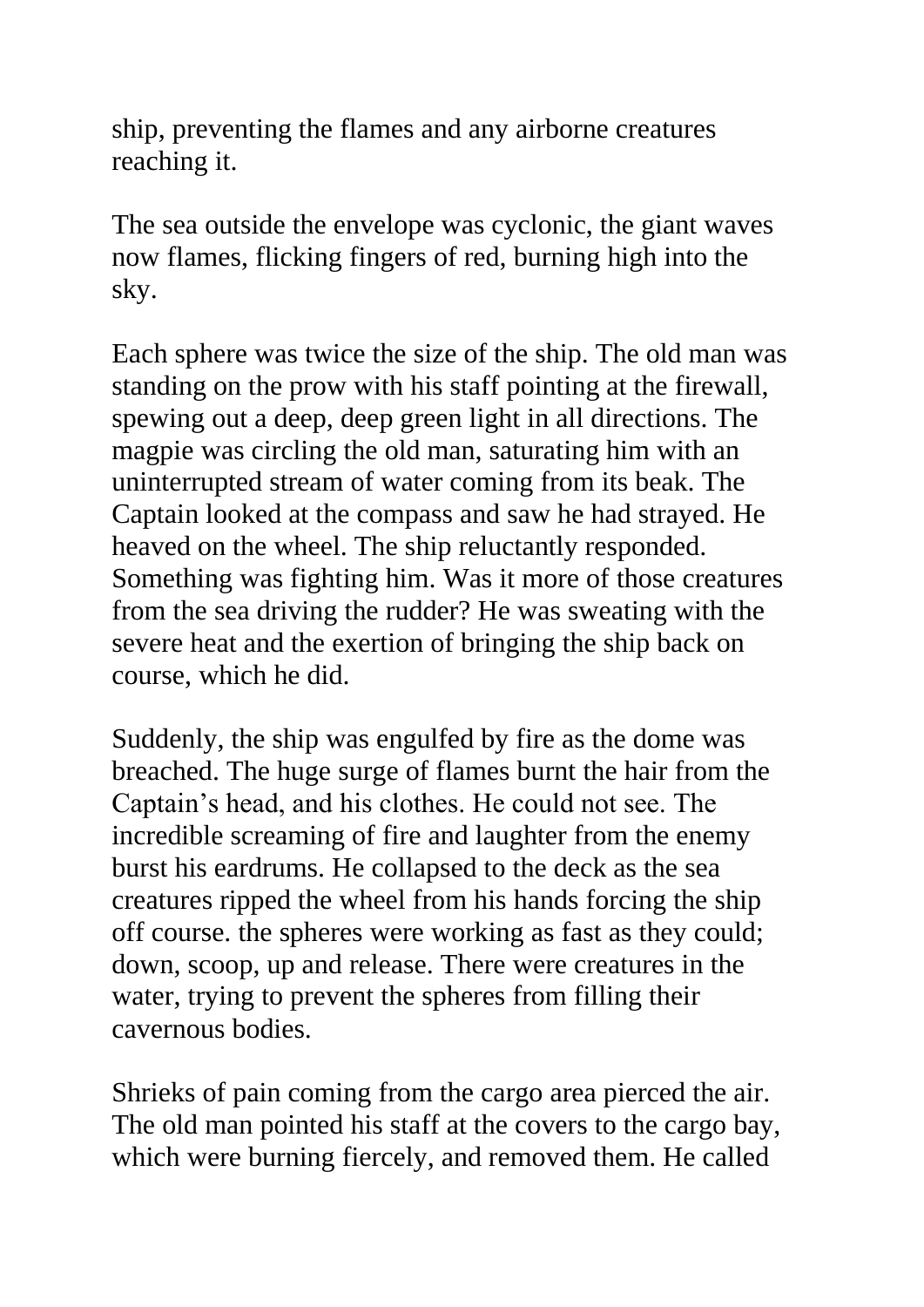ship, preventing the flames and any airborne creatures reaching it.

The sea outside the envelope was cyclonic, the giant waves now flames, flicking fingers of red, burning high into the sky.

Each sphere was twice the size of the ship. The old man was standing on the prow with his staff pointing at the firewall, spewing out a deep, deep green light in all directions. The magpie was circling the old man, saturating him with an uninterrupted stream of water coming from its beak. The Captain looked at the compass and saw he had strayed. He heaved on the wheel. The ship reluctantly responded. Something was fighting him. Was it more of those creatures from the sea driving the rudder? He was sweating with the severe heat and the exertion of bringing the ship back on course, which he did.

Suddenly, the ship was engulfed by fire as the dome was breached. The huge surge of flames burnt the hair from the Captain's head, and his clothes. He could not see. The incredible screaming of fire and laughter from the enemy burst his eardrums. He collapsed to the deck as the sea creatures ripped the wheel from his hands forcing the ship off course. the spheres were working as fast as they could; down, scoop, up and release. There were creatures in the water, trying to prevent the spheres from filling their cavernous bodies.

Shrieks of pain coming from the cargo area pierced the air. The old man pointed his staff at the covers to the cargo bay, which were burning fiercely, and removed them. He called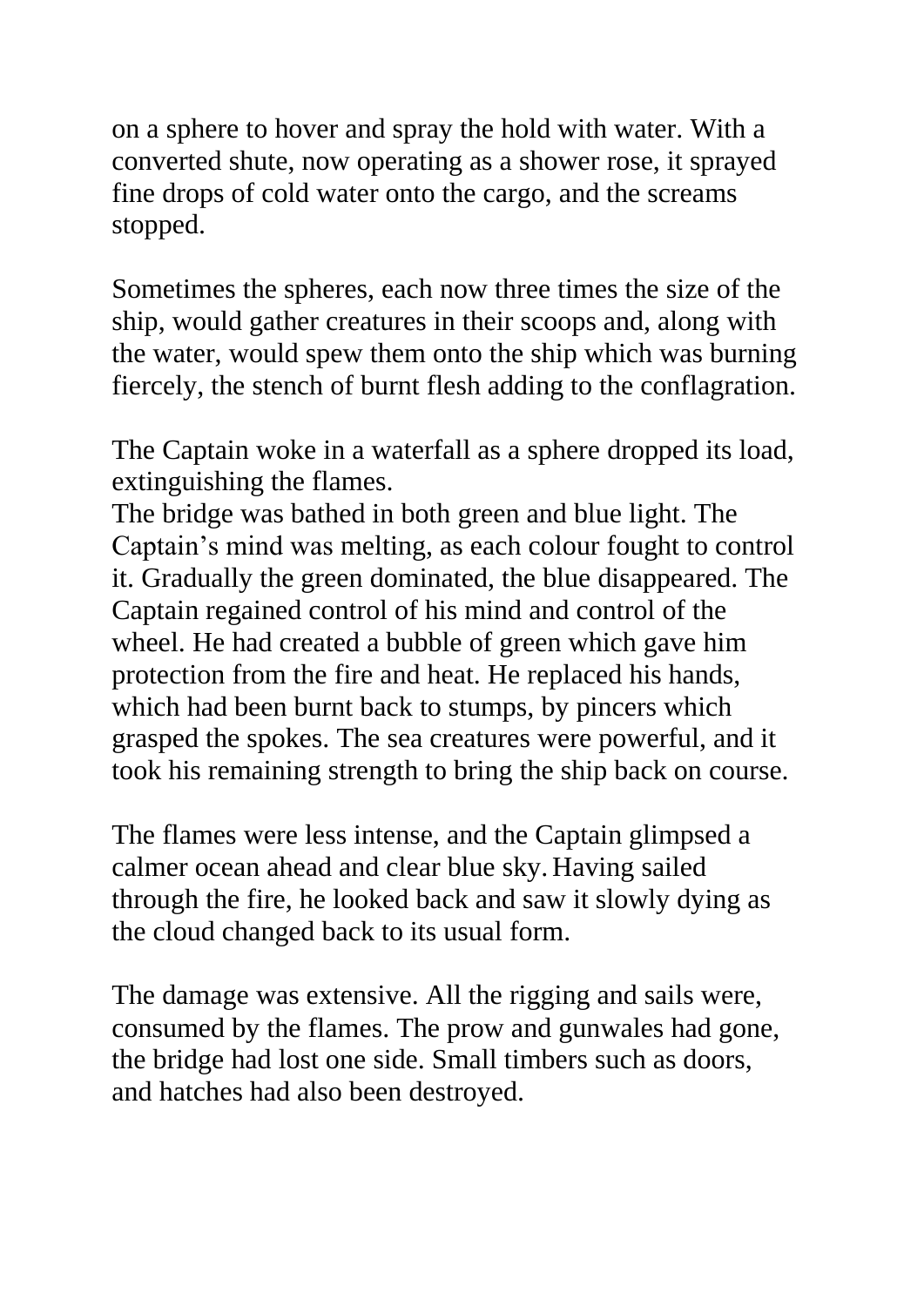on a sphere to hover and spray the hold with water. With a converted shute, now operating as a shower rose, it sprayed fine drops of cold water onto the cargo, and the screams stopped.

Sometimes the spheres, each now three times the size of the ship, would gather creatures in their scoops and, along with the water, would spew them onto the ship which was burning fiercely, the stench of burnt flesh adding to the conflagration.

The Captain woke in a waterfall as a sphere dropped its load, extinguishing the flames.
The bridge was bathed in both green and blue light. The Captain's mind was melting, as each colour fought to control it. Gradually the green dominated, the blue disappeared. The Captain regained control of his mind and control of the wheel. He had created a bubble of green which gave him protection from the fire and heat. He replaced his hands, which had been burnt back to stumps, by pincers which grasped the spokes. The sea creatures were powerful, and it took his remaining strength to bring the ship back on course.

The flames were less intense, and the Captain glimpsed a calmer ocean ahead and clear blue sky. Having sailed through the fire, he looked back and saw it slowly dying as the cloud changed back to its usual form.

The damage was extensive. All the rigging and sails were, consumed by the flames. The prow and gunwales had gone, the bridge had lost one side. Small timbers such as doors, and hatches had also been destroyed.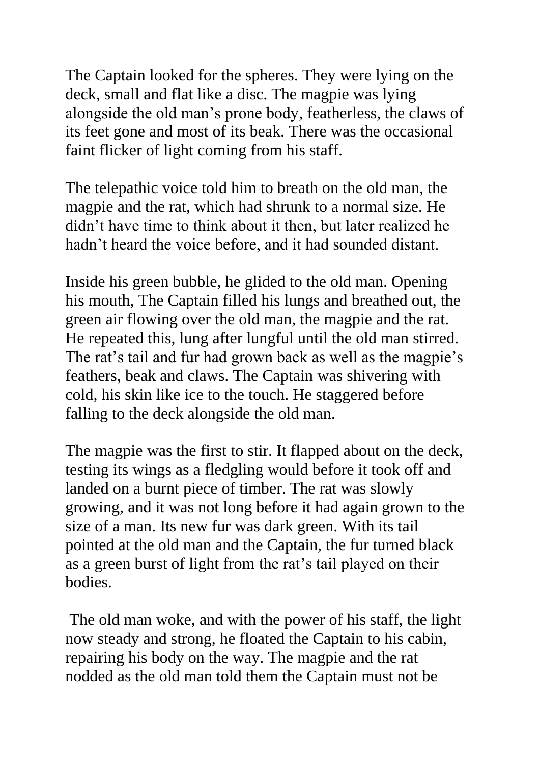The Captain looked for the spheres. They were lying on the deck, small and flat like a disc. The magpie was lying alongside the old man's prone body, featherless, the claws of its feet gone and most of its beak. There was the occasional faint flicker of light coming from his staff.

The telepathic voice told him to breath on the old man, the magpie and the rat, which had shrunk to a normal size. He didn't have time to think about it then, but later realized he hadn't heard the voice before, and it had sounded distant.

Inside his green bubble, he glided to the old man. Opening his mouth, The Captain filled his lungs and breathed out, the green air flowing over the old man, the magpie and the rat. He repeated this, lung after lungful until the old man stirred. The rat's tail and fur had grown back as well as the magpie's feathers, beak and claws. The Captain was shivering with cold, his skin like ice to the touch. He staggered before falling to the deck alongside the old man.

The magpie was the first to stir. It flapped about on the deck, testing its wings as a fledgling would before it took off and landed on a burnt piece of timber. The rat was slowly growing, and it was not long before it had again grown to the size of a man. Its new fur was dark green. With its tail pointed at the old man and the Captain, the fur turned black as a green burst of light from the rat's tail played on their bodies.

The old man woke, and with the power of his staff, the light now steady and strong, he floated the Captain to his cabin, repairing his body on the way. The magpie and the rat nodded as the old man told them the Captain must not be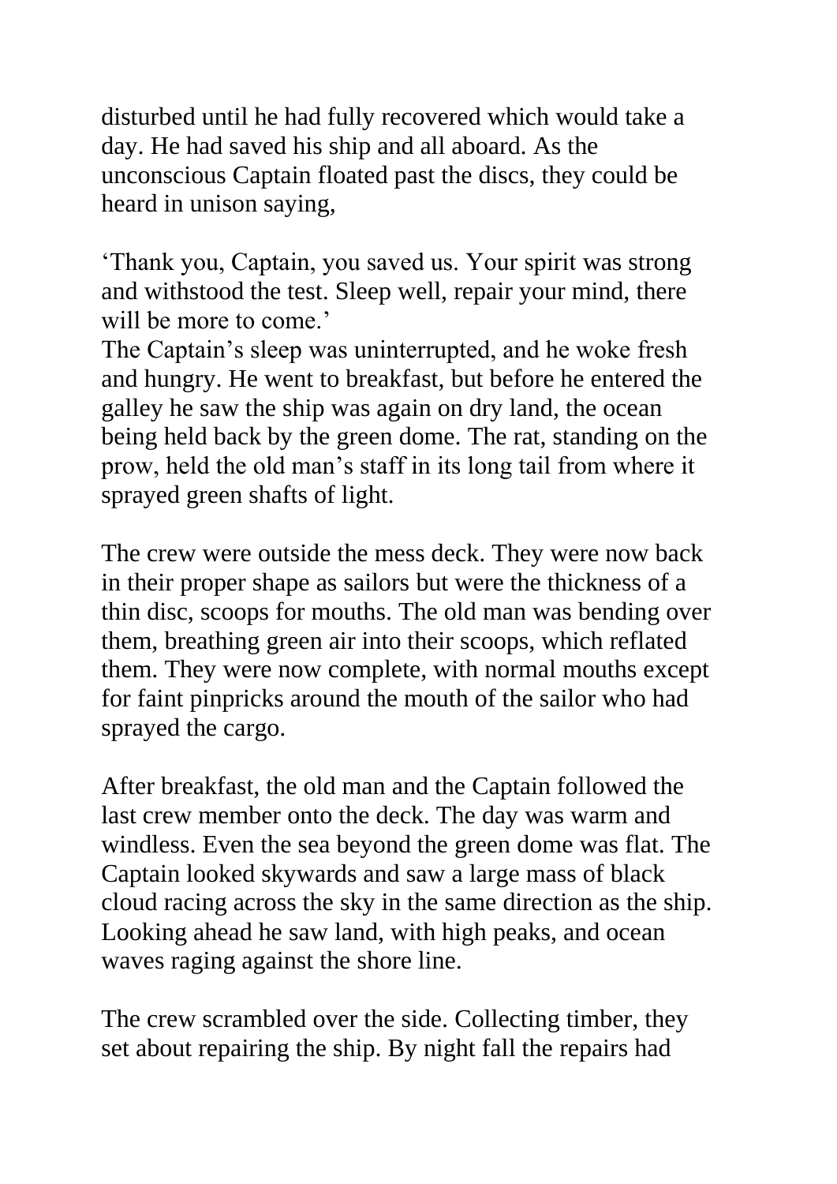disturbed until he had fully recovered which would take a day. He had saved his ship and all aboard. As the unconscious Captain floated past the discs, they could be heard in unison saying,

'Thank you, Captain, you saved us. Your spirit was strong and withstood the test. Sleep well, repair your mind, there will be more to come.'
The Captain's sleep was uninterrupted, and he woke fresh and hungry. He went to breakfast, but before he entered the galley he saw the ship was again on dry land, the ocean being held back by the green dome. The rat, standing on the prow, held the old man's staff in its long tail from where it sprayed green shafts of light.

The crew were outside the mess deck. They were now back in their proper shape as sailors but were the thickness of a thin disc, scoops for mouths. The old man was bending over them, breathing green air into their scoops, which reflated them. They were now complete, with normal mouths except for faint pinpricks around the mouth of the sailor who had sprayed the cargo.

After breakfast, the old man and the Captain followed the last crew member onto the deck. The day was warm and windless. Even the sea beyond the green dome was flat. The Captain looked skywards and saw a large mass of black cloud racing across the sky in the same direction as the ship. Looking ahead he saw land, with high peaks, and ocean waves raging against the shore line.

The crew scrambled over the side. Collecting timber, they set about repairing the ship. By night fall the repairs had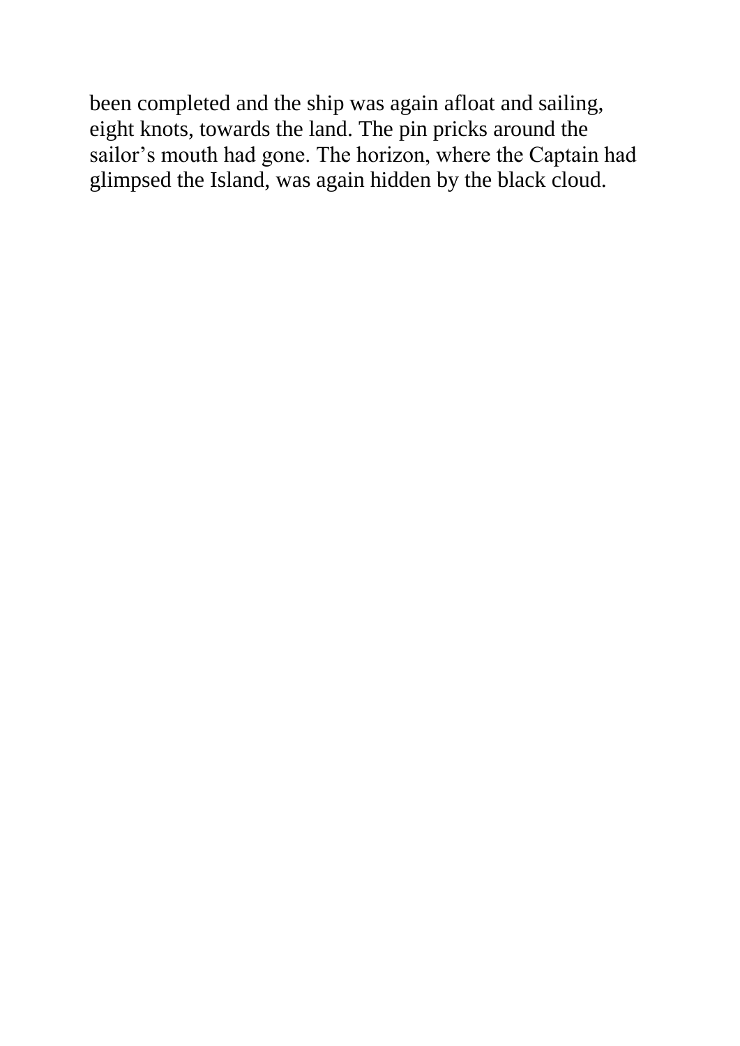been completed and the ship was again afloat and sailing, eight knots, towards the land. The pin pricks around the sailor’s mouth had gone. The horizon, where the Captain had glimpsed the Island, was again hidden by the black cloud.